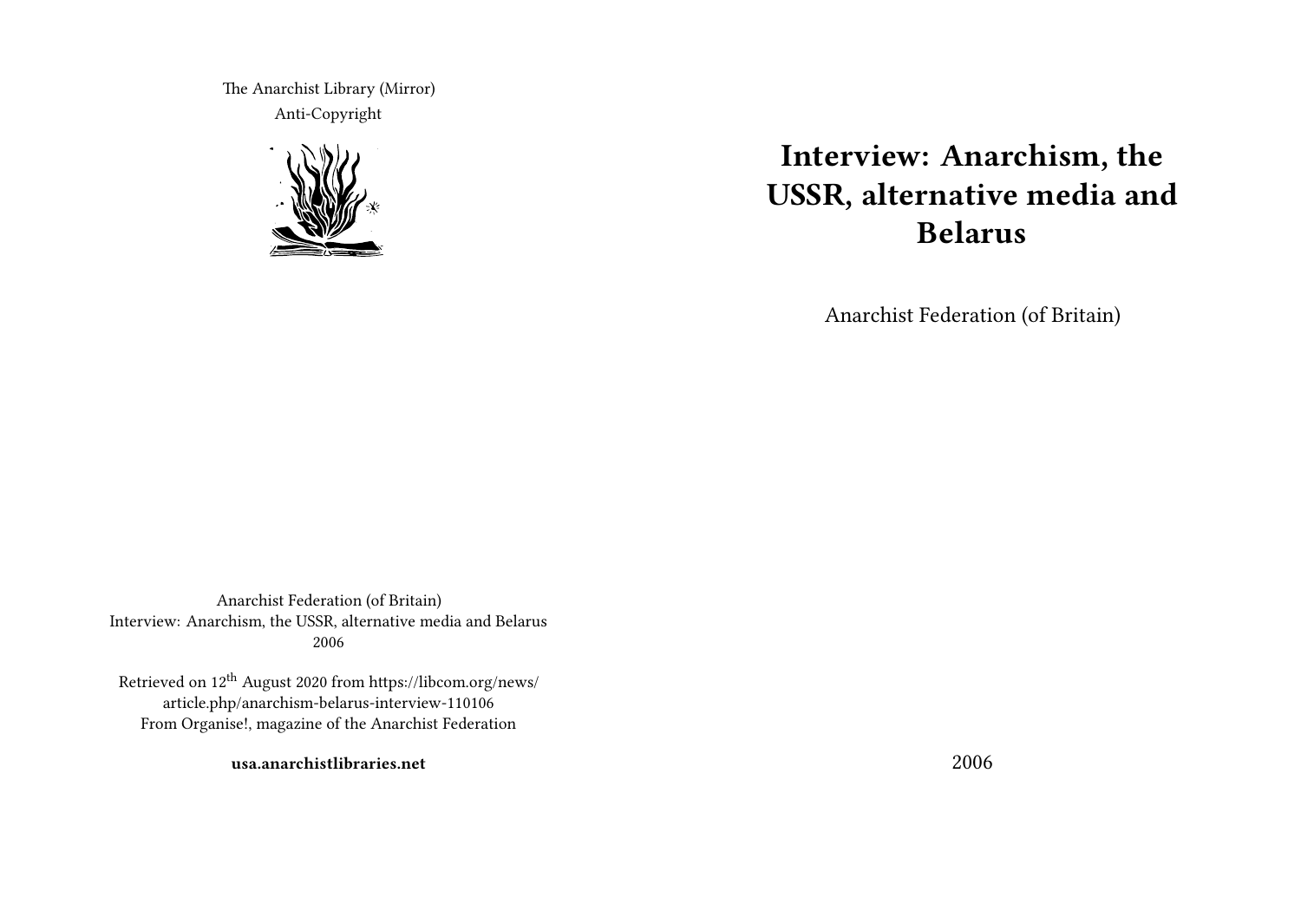The Anarchist Library (Mirror)
Anti-Copyright

# Interview: Anarchism, the USSR, alternative media and Belarus

Anarchist Federation (of Britain)

2006

Anarchist Federation (of Britain)
Interview: Anarchism, the USSR, alternative media and Belarus
2006

Retrieved on 12th August 2020 from https://libcom.org/news/article.php/anarchism-belarus-interview-110106
From Organise!, magazine of the Anarchist Federation

**usa.anarchistlibraries.net**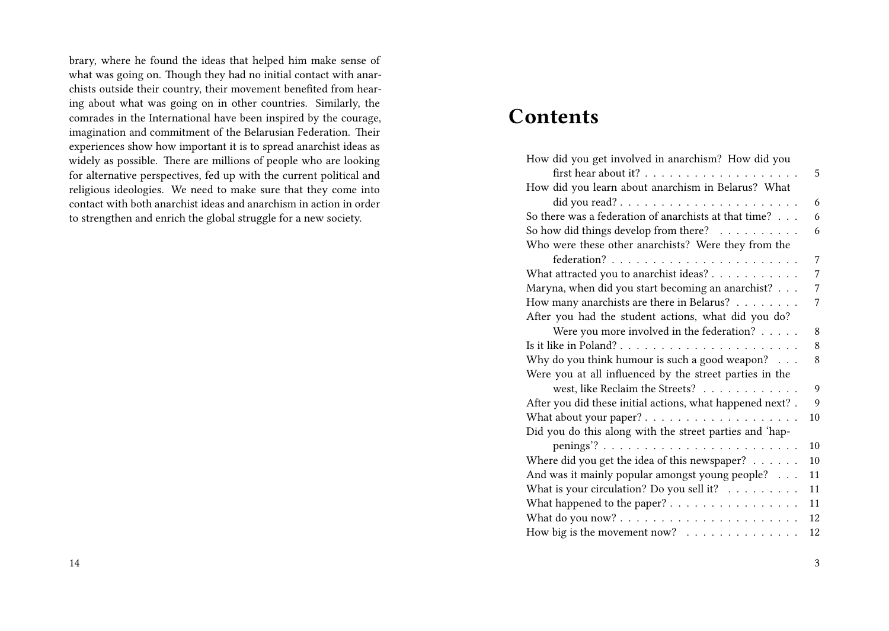brary, where he found the ideas that helped him make sense of what was going on. Though they had no initial contact with anarchists outside their country, their movement benefited from hearing about what was going on in other countries. Similarly, the comrades in the International have been inspired by the courage, imagination and commitment of the Belarusian Federation. Their experiences show how important it is to spread anarchist ideas as widely as possible. There are millions of people who are looking for alternative perspectives, fed up with the current political and religious ideologies. We need to make sure that they come into contact with both anarchist ideas and anarchism in action in order to strengthen and enrich the global struggle for a new society.

# Contents

How did you get involved in anarchism? How did you first hear about it? . . . . . . . . . . . . . . . . . . . . 5
How did you learn about anarchism in Belarus? What did you read? . . . . . . . . . . . . . . . . . . . . . . . 6
So there was a federation of anarchists at that time? . . . 6
So how did things develop from there? . . . . . . . . . . 6
Who were these other anarchists? Were they from the federation? . . . . . . . . . . . . . . . . . . . . . . . . 7
What attracted you to anarchist ideas? . . . . . . . . . . . 7
Maryna, when did you start becoming an anarchist? . . . 7
How many anarchists are there in Belarus? . . . . . . . . 7
After you had the student actions, what did you do? Were you more involved in the federation? . . . . . 8
Is it like in Poland? . . . . . . . . . . . . . . . . . . . . . . 8
Why do you think humour is such a good weapon? . . . 8
Were you at all influenced by the street parties in the west, like Reclaim the Streets? . . . . . . . . . . . . 9
After you did these initial actions, what happened next? . 9
What about your paper? . . . . . . . . . . . . . . . . . . . 10
Did you do this along with the street parties and 'happenings'? . . . . . . . . . . . . . . . . . . . . . . . . . 10
Where did you get the idea of this newspaper? . . . . . . 10
And was it mainly popular amongst young people? . . . 11
What is your circulation? Do you sell it? . . . . . . . . . 11
What happened to the paper? . . . . . . . . . . . . . . . . 11
What do you now? . . . . . . . . . . . . . . . . . . . . . . 12
How big is the movement now? . . . . . . . . . . . . . . 12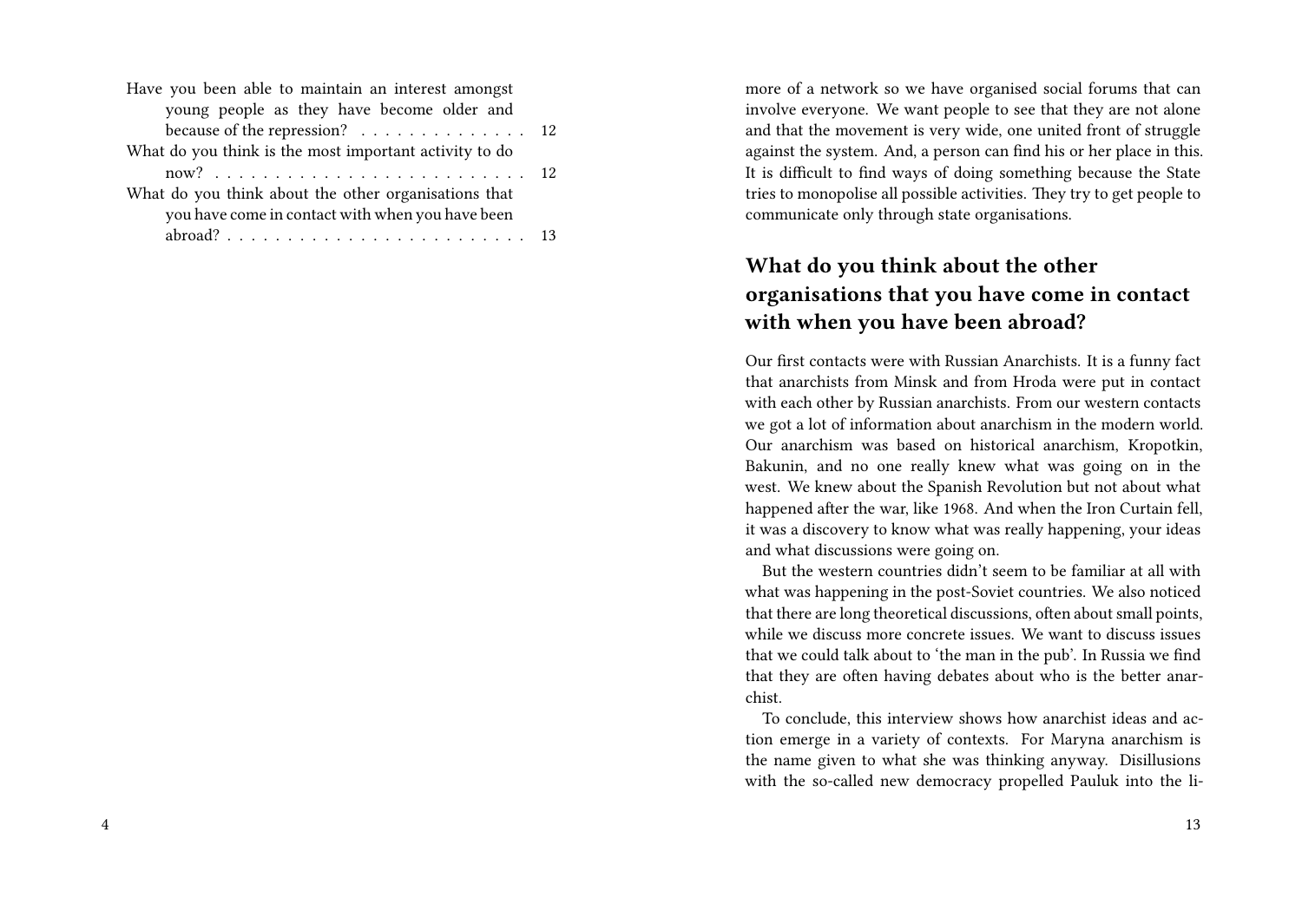Have you been able to maintain an interest amongst young people as they have become older and because of the repression? . . . . . . . . . . . . . . 12
What do you think is the most important activity to do now? . . . . . . . . . . . . . . . . . . . . . . . . . . 12
What do you think about the other organisations that you have come in contact with when you have been abroad? . . . . . . . . . . . . . . . . . . . . . . . . . 13

more of a network so we have organised social forums that can involve everyone. We want people to see that they are not alone and that the movement is very wide, one united front of struggle against the system. And, a person can find his or her place in this. It is difficult to find ways of doing something because the State tries to monopolise all possible activities. They try to get people to communicate only through state organisations.

## What do you think about the other organisations that you have come in contact with when you have been abroad?

Our first contacts were with Russian Anarchists. It is a funny fact that anarchists from Minsk and from Hroda were put in contact with each other by Russian anarchists. From our western contacts we got a lot of information about anarchism in the modern world. Our anarchism was based on historical anarchism, Kropotkin, Bakunin, and no one really knew what was going on in the west. We knew about the Spanish Revolution but not about what happened after the war, like 1968. And when the Iron Curtain fell, it was a discovery to know what was really happening, your ideas and what discussions were going on.

But the western countries didn't seem to be familiar at all with what was happening in the post-Soviet countries. We also noticed that there are long theoretical discussions, often about small points, while we discuss more concrete issues. We want to discuss issues that we could talk about to 'the man in the pub'. In Russia we find that they are often having debates about who is the better anarchist.

To conclude, this interview shows how anarchist ideas and action emerge in a variety of contexts. For Maryna anarchism is the name given to what she was thinking anyway. Disillusions with the so-called new democracy propelled Pauluk into the li-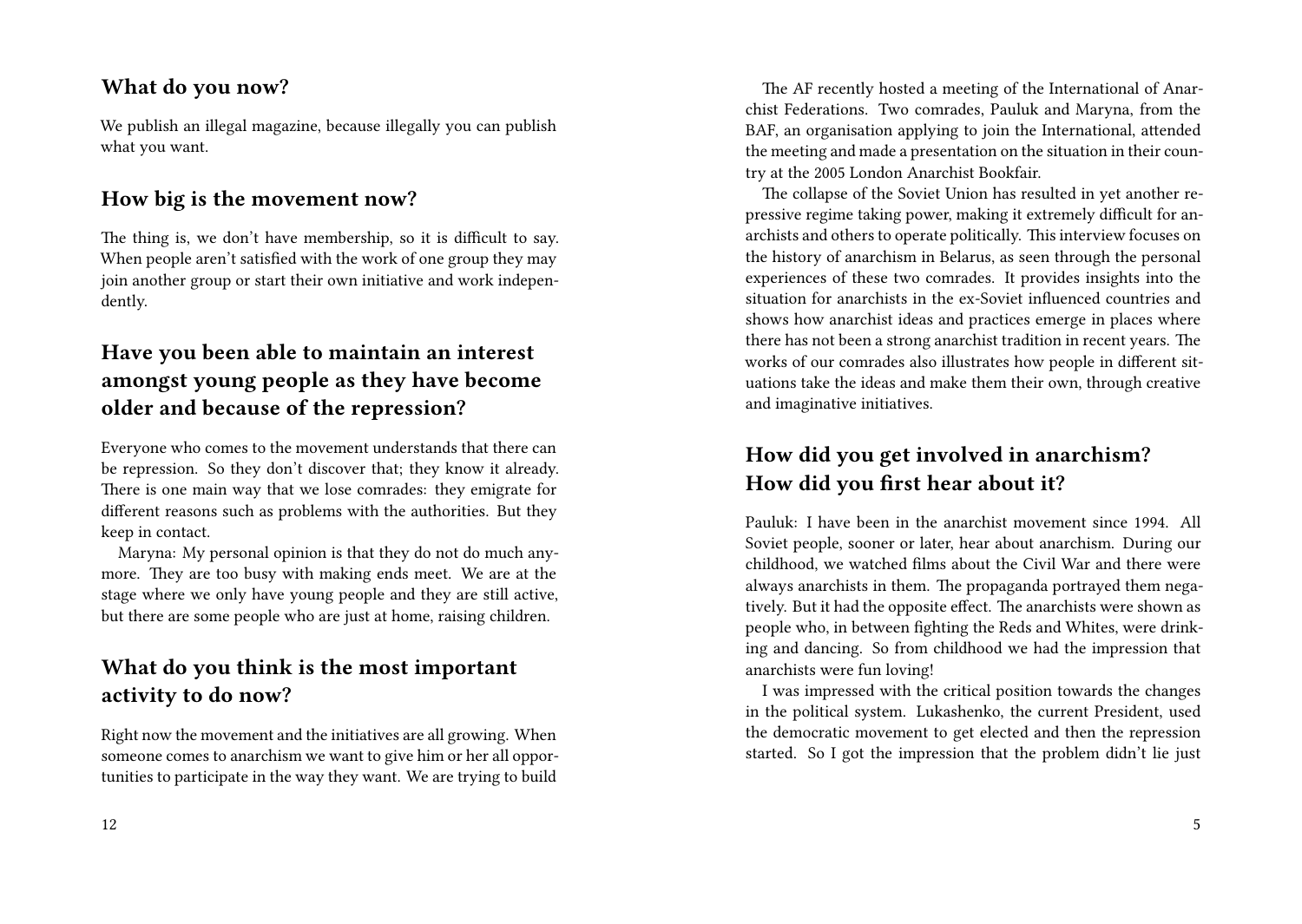## What do you now?

We publish an illegal magazine, because illegally you can publish what you want.

## How big is the movement now?

The thing is, we don't have membership, so it is difficult to say. When people aren't satisfied with the work of one group they may join another group or start their own initiative and work independently.

## Have you been able to maintain an interest amongst young people as they have become older and because of the repression?

Everyone who comes to the movement understands that there can be repression. So they don't discover that; they know it already. There is one main way that we lose comrades: they emigrate for different reasons such as problems with the authorities. But they keep in contact.

Maryna: My personal opinion is that they do not do much anymore. They are too busy with making ends meet. We are at the stage where we only have young people and they are still active, but there are some people who are just at home, raising children.

## What do you think is the most important activity to do now?

Right now the movement and the initiatives are all growing. When someone comes to anarchism we want to give him or her all opportunities to participate in the way they want. We are trying to build

The AF recently hosted a meeting of the International of Anarchist Federations. Two comrades, Pauluk and Maryna, from the BAF, an organisation applying to join the International, attended the meeting and made a presentation on the situation in their country at the 2005 London Anarchist Bookfair.

The collapse of the Soviet Union has resulted in yet another repressive regime taking power, making it extremely difficult for anarchists and others to operate politically. This interview focuses on the history of anarchism in Belarus, as seen through the personal experiences of these two comrades. It provides insights into the situation for anarchists in the ex-Soviet influenced countries and shows how anarchist ideas and practices emerge in places where there has not been a strong anarchist tradition in recent years. The works of our comrades also illustrates how people in different situations take the ideas and make them their own, through creative and imaginative initiatives.

## How did you get involved in anarchism? How did you first hear about it?

Pauluk: I have been in the anarchist movement since 1994. All Soviet people, sooner or later, hear about anarchism. During our childhood, we watched films about the Civil War and there were always anarchists in them. The propaganda portrayed them negatively. But it had the opposite effect. The anarchists were shown as people who, in between fighting the Reds and Whites, were drinking and dancing. So from childhood we had the impression that anarchists were fun loving!

I was impressed with the critical position towards the changes in the political system. Lukashenko, the current President, used the democratic movement to get elected and then the repression started. So I got the impression that the problem didn't lie just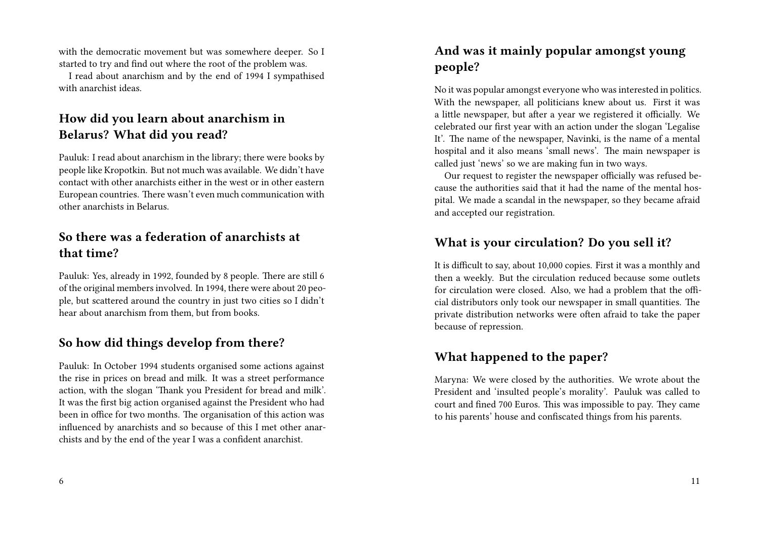with the democratic movement but was somewhere deeper. So I started to try and find out where the root of the problem was.

I read about anarchism and by the end of 1994 I sympathised with anarchist ideas.

## How did you learn about anarchism in Belarus? What did you read?

Pauluk: I read about anarchism in the library; there were books by people like Kropotkin. But not much was available. We didn't have contact with other anarchists either in the west or in other eastern European countries. There wasn't even much communication with other anarchists in Belarus.

## So there was a federation of anarchists at that time?

Pauluk: Yes, already in 1992, founded by 8 people. There are still 6 of the original members involved. In 1994, there were about 20 people, but scattered around the country in just two cities so I didn't hear about anarchism from them, but from books.

## So how did things develop from there?

Pauluk: In October 1994 students organised some actions against the rise in prices on bread and milk. It was a street performance action, with the slogan 'Thank you President for bread and milk'. It was the first big action organised against the President who had been in office for two months. The organisation of this action was influenced by anarchists and so because of this I met other anarchists and by the end of the year I was a confident anarchist.

## And was it mainly popular amongst young people?

No it was popular amongst everyone who was interested in politics. With the newspaper, all politicians knew about us. First it was a little newspaper, but after a year we registered it officially. We celebrated our first year with an action under the slogan 'Legalise It'. The name of the newspaper, Navinki, is the name of a mental hospital and it also means 'small news'. The main newspaper is called just 'news' so we are making fun in two ways.

Our request to register the newspaper officially was refused because the authorities said that it had the name of the mental hospital. We made a scandal in the newspaper, so they became afraid and accepted our registration.

## What is your circulation? Do you sell it?

It is difficult to say, about 10,000 copies. First it was a monthly and then a weekly. But the circulation reduced because some outlets for circulation were closed. Also, we had a problem that the official distributors only took our newspaper in small quantities. The private distribution networks were often afraid to take the paper because of repression.

## What happened to the paper?

Maryna: We were closed by the authorities. We wrote about the President and 'insulted people's morality'. Pauluk was called to court and fined 700 Euros. This was impossible to pay. They came to his parents' house and confiscated things from his parents.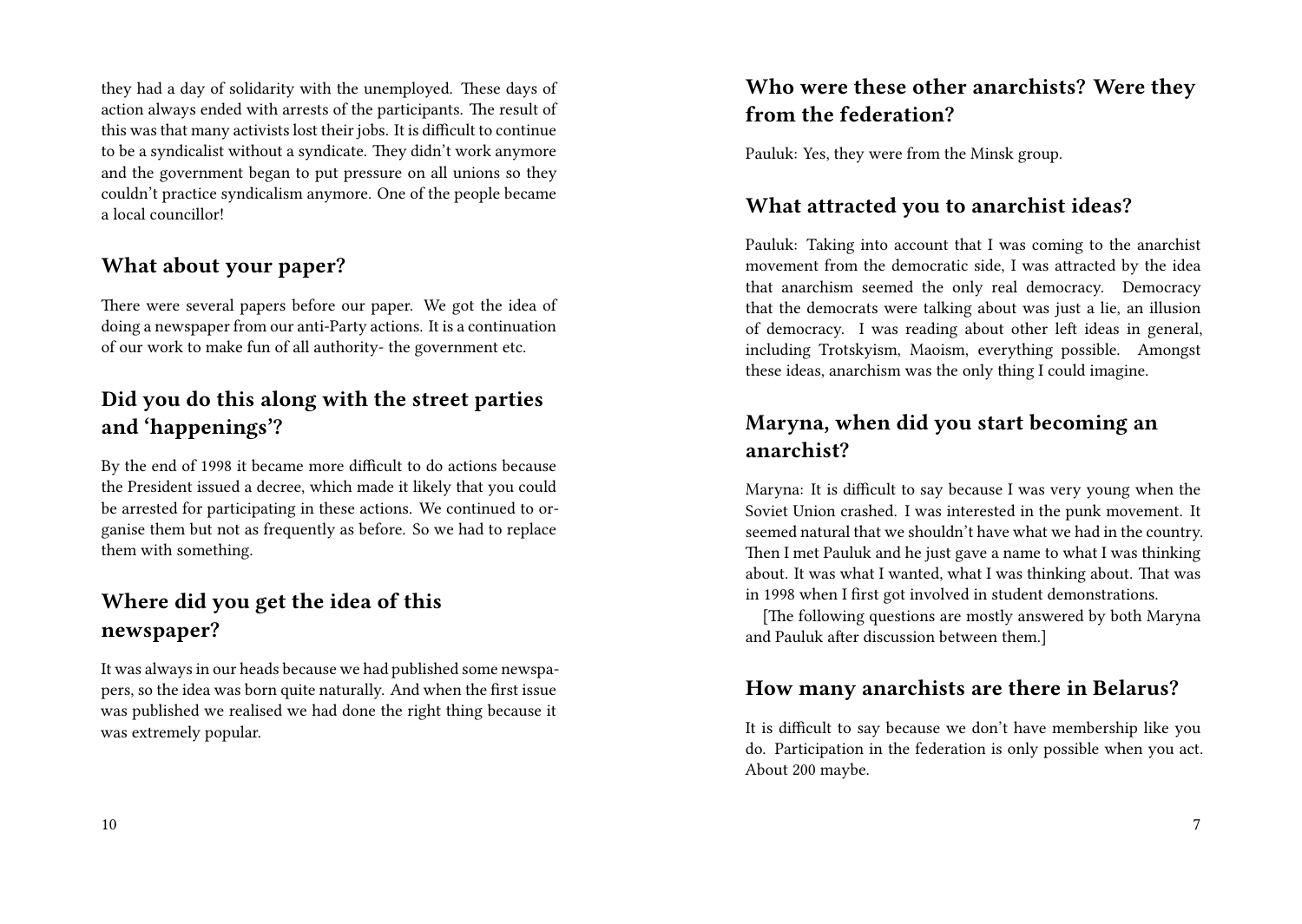they had a day of solidarity with the unemployed. These days of action always ended with arrests of the participants. The result of this was that many activists lost their jobs. It is difficult to continue to be a syndicalist without a syndicate. They didn't work anymore and the government began to put pressure on all unions so they couldn't practice syndicalism anymore. One of the people became a local councillor!

## What about your paper?

There were several papers before our paper. We got the idea of doing a newspaper from our anti-Party actions. It is a continuation of our work to make fun of all authority- the government etc.

## Did you do this along with the street parties and 'happenings'?

By the end of 1998 it became more difficult to do actions because the President issued a decree, which made it likely that you could be arrested for participating in these actions. We continued to organise them but not as frequently as before. So we had to replace them with something.

## Where did you get the idea of this newspaper?

It was always in our heads because we had published some newspapers, so the idea was born quite naturally. And when the first issue was published we realised we had done the right thing because it was extremely popular.

## Who were these other anarchists? Were they from the federation?

Pauluk: Yes, they were from the Minsk group.

## What attracted you to anarchist ideas?

Pauluk: Taking into account that I was coming to the anarchist movement from the democratic side, I was attracted by the idea that anarchism seemed the only real democracy. Democracy that the democrats were talking about was just a lie, an illusion of democracy. I was reading about other left ideas in general, including Trotskyism, Maoism, everything possible. Amongst these ideas, anarchism was the only thing I could imagine.

## Maryna, when did you start becoming an anarchist?

Maryna: It is difficult to say because I was very young when the Soviet Union crashed. I was interested in the punk movement. It seemed natural that we shouldn't have what we had in the country. Then I met Pauluk and he just gave a name to what I was thinking about. It was what I wanted, what I was thinking about. That was in 1998 when I first got involved in student demonstrations.

[The following questions are mostly answered by both Maryna and Pauluk after discussion between them.]

## How many anarchists are there in Belarus?

It is difficult to say because we don't have membership like you do. Participation in the federation is only possible when you act. About 200 maybe.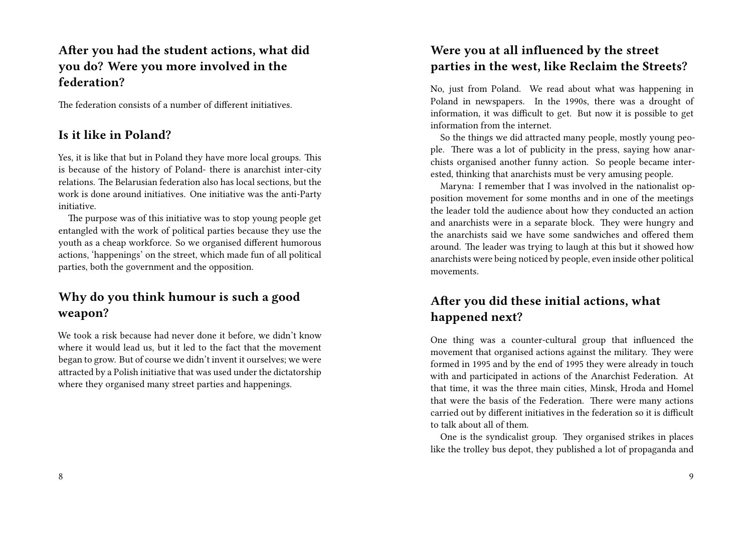## After you had the student actions, what did you do? Were you more involved in the federation?

The federation consists of a number of different initiatives.

## Is it like in Poland?

Yes, it is like that but in Poland they have more local groups. This is because of the history of Poland- there is anarchist inter-city relations. The Belarusian federation also has local sections, but the work is done around initiatives. One initiative was the anti-Party initiative.

The purpose was of this initiative was to stop young people get entangled with the work of political parties because they use the youth as a cheap workforce. So we organised different humorous actions, 'happenings' on the street, which made fun of all political parties, both the government and the opposition.

## Why do you think humour is such a good weapon?

We took a risk because had never done it before, we didn't know where it would lead us, but it led to the fact that the movement began to grow. But of course we didn't invent it ourselves; we were attracted by a Polish initiative that was used under the dictatorship where they organised many street parties and happenings.

## Were you at all influenced by the street parties in the west, like Reclaim the Streets?

No, just from Poland. We read about what was happening in Poland in newspapers. In the 1990s, there was a drought of information, it was difficult to get. But now it is possible to get information from the internet.

So the things we did attracted many people, mostly young people. There was a lot of publicity in the press, saying how anarchists organised another funny action. So people became interested, thinking that anarchists must be very amusing people.

Maryna: I remember that I was involved in the nationalist opposition movement for some months and in one of the meetings the leader told the audience about how they conducted an action and anarchists were in a separate block. They were hungry and the anarchists said we have some sandwiches and offered them around. The leader was trying to laugh at this but it showed how anarchists were being noticed by people, even inside other political movements.

## After you did these initial actions, what happened next?

One thing was a counter-cultural group that influenced the movement that organised actions against the military. They were formed in 1995 and by the end of 1995 they were already in touch with and participated in actions of the Anarchist Federation. At that time, it was the three main cities, Minsk, Hroda and Homel that were the basis of the Federation. There were many actions carried out by different initiatives in the federation so it is difficult to talk about all of them.

One is the syndicalist group. They organised strikes in places like the trolley bus depot, they published a lot of propaganda and